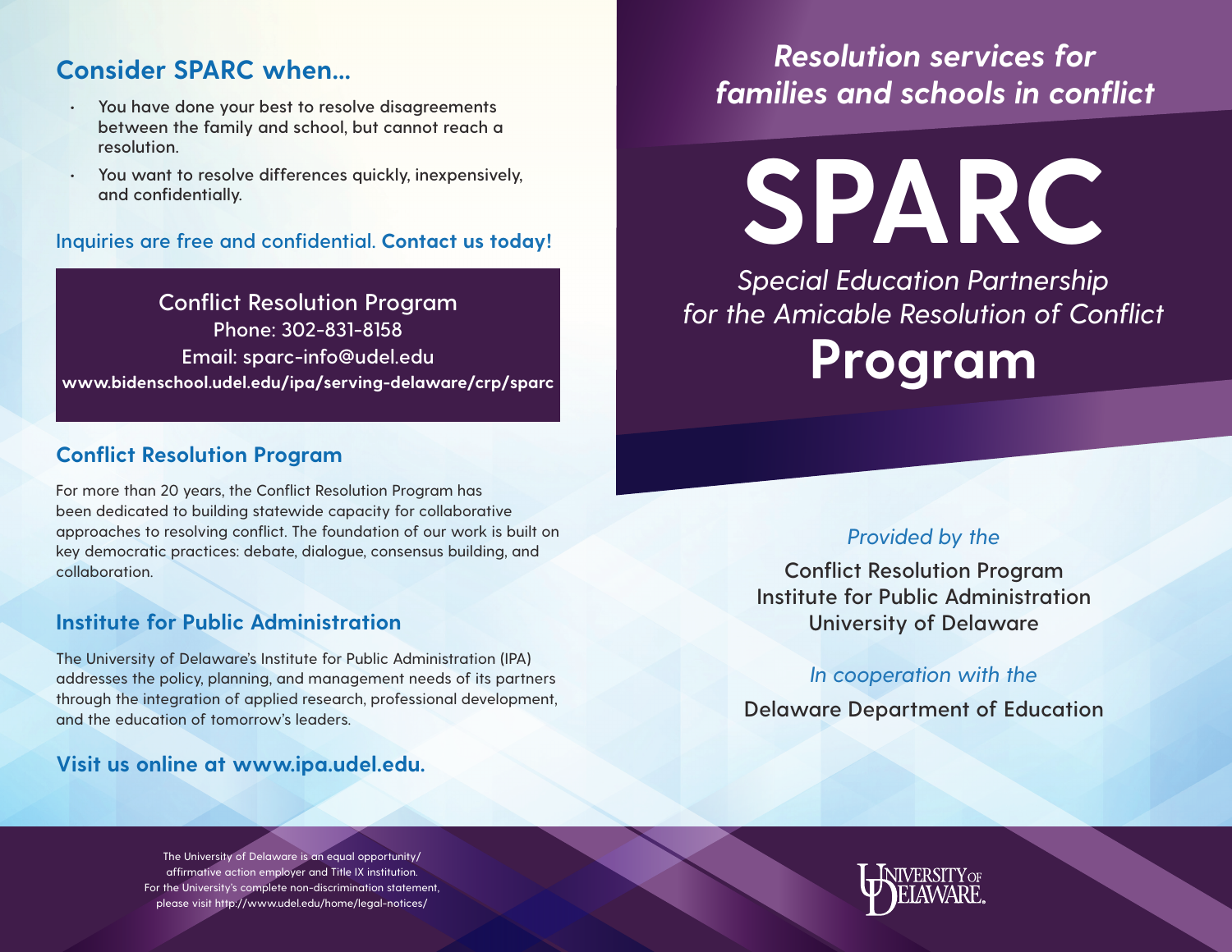## Consider SPARC when...

- You have done your best to resolve disagreements between the family and school, but cannot reach a resolution.
- You want to resolve differences quickly, inexpensively, and confidentially.

Inquiries are free and confidential. **Contact us today!**

Conflict Resolution Program
Phone: 302-831-8158
Email: sparc-info@udel.edu
**www.bidenschool.udel.edu/ipa/serving-delaware/crp/sparc**

## Conflict Resolution Program

For more than 20 years, the Conflict Resolution Program has been dedicated to building statewide capacity for collaborative approaches to resolving conflict. The foundation of our work is built on key democratic practices: debate, dialogue, consensus building, and collaboration.

## Institute for Public Administration

The University of Delaware's Institute for Public Administration (IPA) addresses the policy, planning, and management needs of its partners through the integration of applied research, professional development, and the education of tomorrow's leaders.

**Visit us online at www.ipa.udel.edu.**

The University of Delaware is an equal opportunity/affirmative action employer and Title IX institution. For the University's complete non-discrimination statement, please visit http://www.udel.edu/home/legal-notices/

*Resolution services for families and schools in conflict*

# SPARC

*Special Education Partnership for the Amicable Resolution of Conflict*

# Program

*Provided by the*

Conflict Resolution Program
Institute for Public Administration
University of Delaware

*In cooperation with the*

Delaware Department of Education

University of Delaware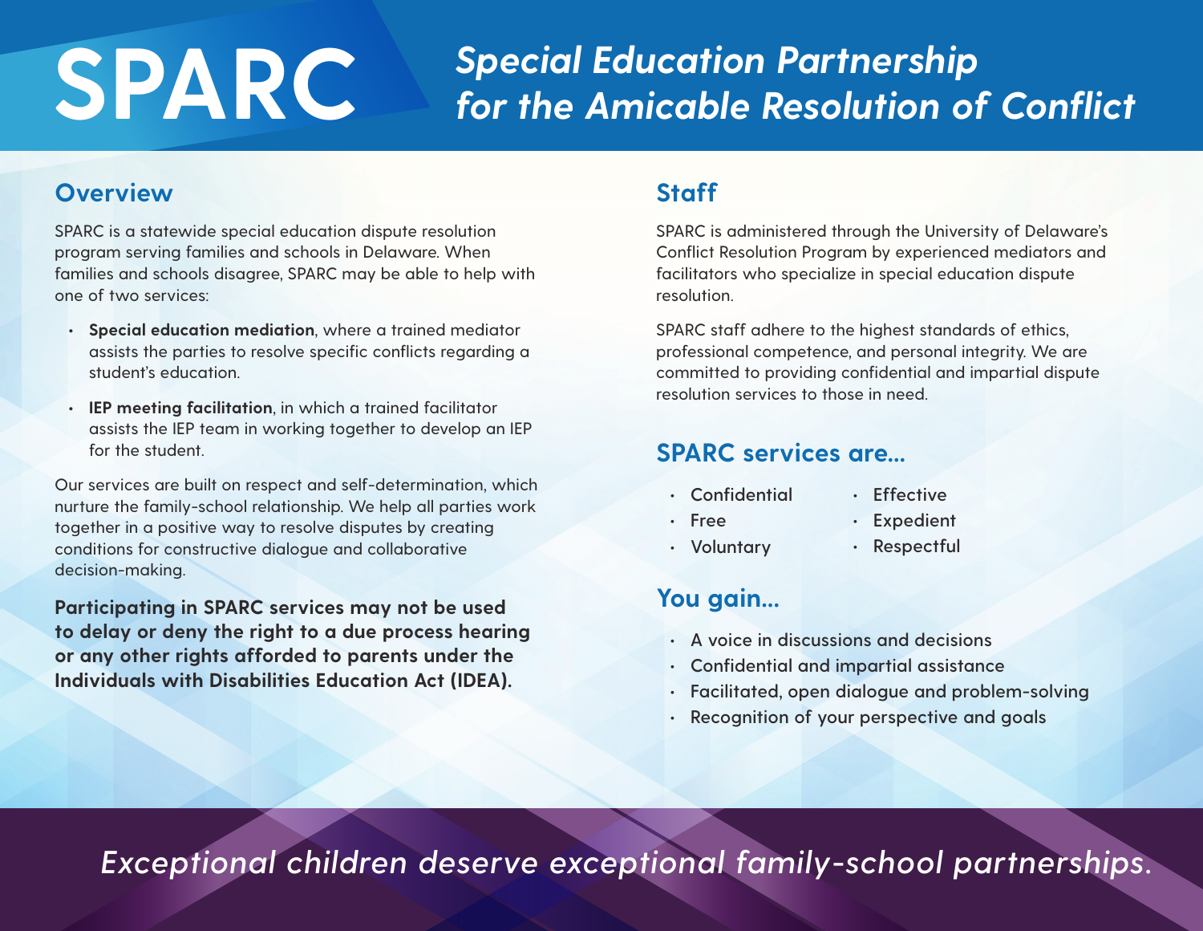# SPARC

*Special Education Partnership for the Amicable Resolution of Conflict*

## Overview

SPARC is a statewide special education dispute resolution program serving families and schools in Delaware. When families and schools disagree, SPARC may be able to help with one of two services:

- **Special education mediation**, where a trained mediator assists the parties to resolve specific conflicts regarding a student's education.
- **IEP meeting facilitation**, in which a trained facilitator assists the IEP team in working together to develop an IEP for the student.

Our services are built on respect and self-determination, which nurture the family-school relationship. We help all parties work together in a positive way to resolve disputes by creating conditions for constructive dialogue and collaborative decision-making.

**Participating in SPARC services may not be used to delay or deny the right to a due process hearing or any other rights afforded to parents under the Individuals with Disabilities Education Act (IDEA).**

## Staff

SPARC is administered through the University of Delaware's Conflict Resolution Program by experienced mediators and facilitators who specialize in special education dispute resolution.

SPARC staff adhere to the highest standards of ethics, professional competence, and personal integrity. We are committed to providing confidential and impartial dispute resolution services to those in need.

## SPARC services are...

- Confidential
- Free
- Voluntary
- Effective
- Expedient
- Respectful

## You gain...

- A voice in discussions and decisions
- Confidential and impartial assistance
- Facilitated, open dialogue and problem-solving
- Recognition of your perspective and goals

*Exceptional children deserve exceptional family-school partnerships.*